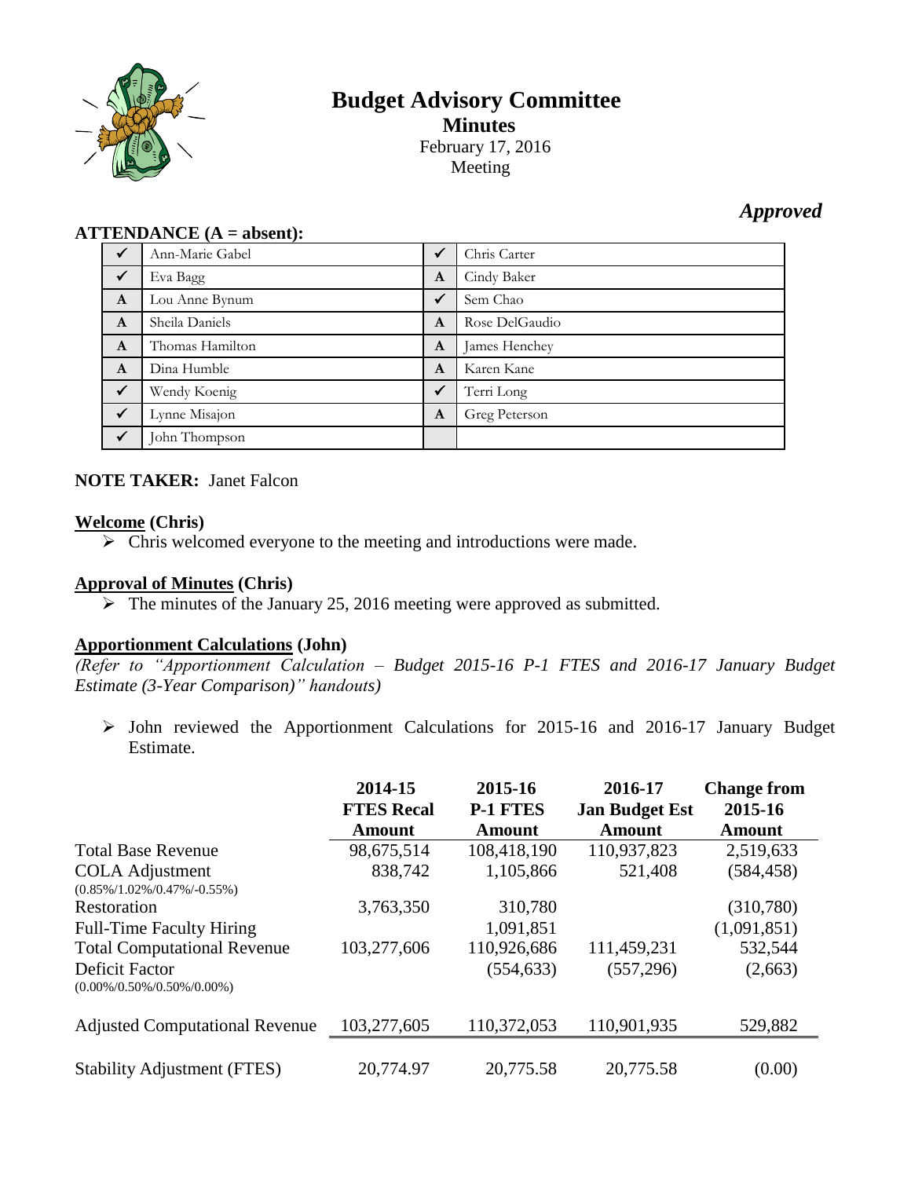# Budget Advisory Committee

## Minutes

February 17, 2016
Meeting

*Approved*

**ATTENDANCE (A = absent):**

| | | | |
|---|---|---|---|
| ✓ | Ann-Marie Gabel | ✓ | Chris Carter |
| ✓ | Eva Bagg | A | Cindy Baker |
| A | Lou Anne Bynum | ✓ | Sem Chao |
| A | Sheila Daniels | A | Rose DelGaudio |
| A | Thomas Hamilton | A | James Henchey |
| A | Dina Humble | A | Karen Kane |
| ✓ | Wendy Koenig | ✓ | Terri Long |
| ✓ | Lynne Misajon | A | Greg Peterson |
| ✓ | John Thompson | | |

**NOTE TAKER:** Janet Falcon

**Welcome (Chris)**

- Chris welcomed everyone to the meeting and introductions were made.

**Approval of Minutes (Chris)**

- The minutes of the January 25, 2016 meeting were approved as submitted.

**Apportionment Calculations (John)**

*(Refer to "Apportionment Calculation – Budget 2015-16 P-1 FTES and 2016-17 January Budget Estimate (3-Year Comparison)" handouts)*

- John reviewed the Apportionment Calculations for 2015-16 and 2016-17 January Budget Estimate.

| | 2014-15 FTES Recal Amount | 2015-16 P-1 FTES Amount | 2016-17 Jan Budget Est Amount | Change from 2015-16 Amount |
|---|---|---|---|---|
| Total Base Revenue | 98,675,514 | 108,418,190 | 110,937,823 | 2,519,633 |
| COLA Adjustment (0.85%/1.02%/0.47%/-0.55%) | 838,742 | 1,105,866 | 521,408 | (584,458) |
| Restoration | 3,763,350 | 310,780 | | (310,780) |
| Full-Time Faculty Hiring | | 1,091,851 | | (1,091,851) |
| Total Computational Revenue | 103,277,606 | 110,926,686 | 111,459,231 | 532,544 |
| Deficit Factor (0.00%/0.50%/0.50%/0.00%) | | (554,633) | (557,296) | (2,663) |
| Adjusted Computational Revenue | 103,277,605 | 110,372,053 | 110,901,935 | 529,882 |
| Stability Adjustment (FTES) | 20,774.97 | 20,775.58 | 20,775.58 | (0.00) |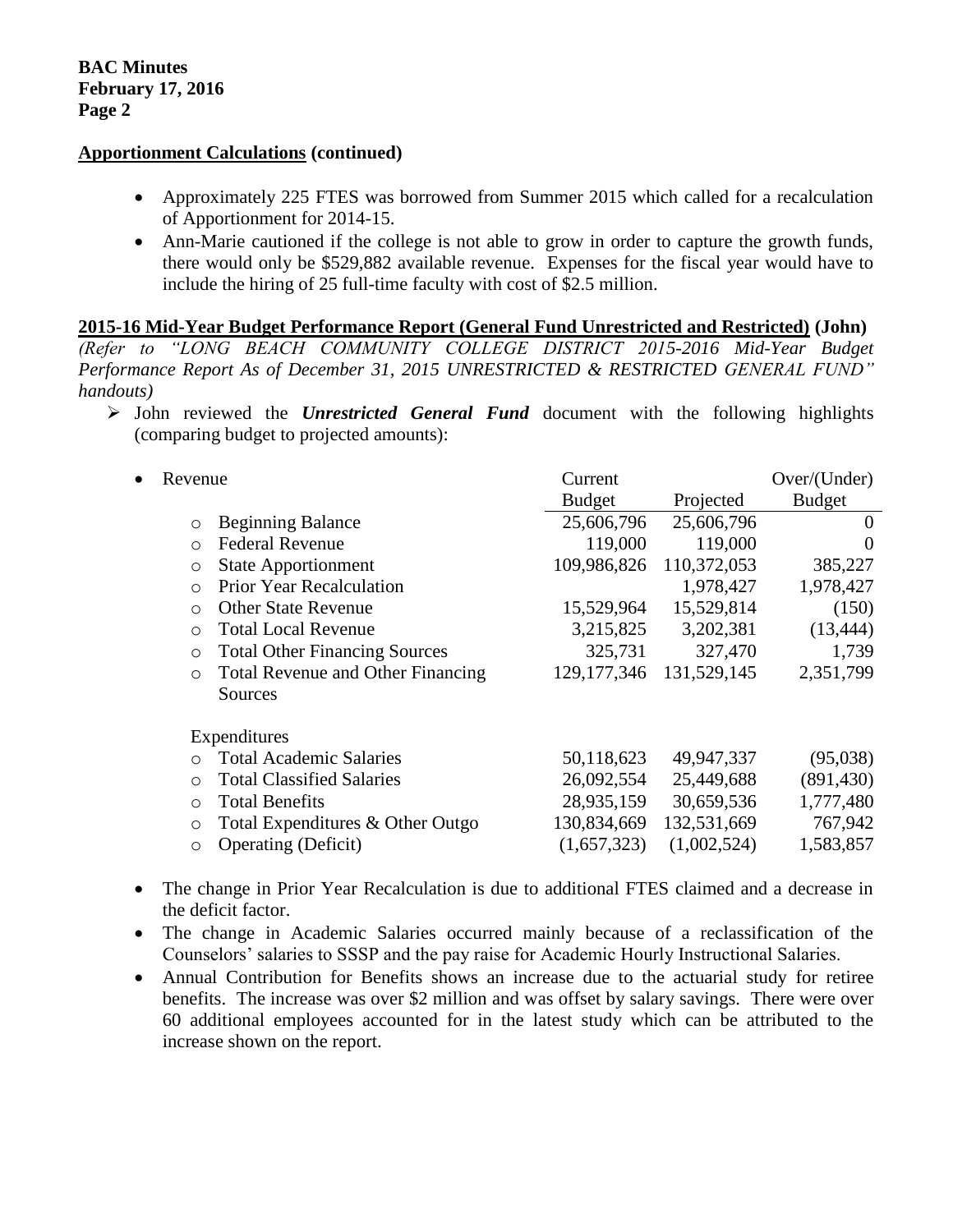**Apportionment Calculations (continued)**

- Approximately 225 FTES was borrowed from Summer 2015 which called for a recalculation of Apportionment for 2014-15.
- Ann-Marie cautioned if the college is not able to grow in order to capture the growth funds, there would only be $529,882 available revenue. Expenses for the fiscal year would have to include the hiring of 25 full-time faculty with cost of $2.5 million.

**2015-16 Mid-Year Budget Performance Report (General Fund Unrestricted and Restricted) (John)**

*(Refer to "LONG BEACH COMMUNITY COLLEGE DISTRICT 2015-2016 Mid-Year Budget Performance Report As of December 31, 2015 UNRESTRICTED & RESTRICTED GENERAL FUND" handouts)*

- John reviewed the ***Unrestricted General Fund*** document with the following highlights (comparing budget to projected amounts):

| Revenue | Current Budget | Projected | Over/(Under) Budget |
|---|---|---|---|
| Beginning Balance | 25,606,796 | 25,606,796 | 0 |
| Federal Revenue | 119,000 | 119,000 | 0 |
| State Apportionment | 109,986,826 | 110,372,053 | 385,227 |
| Prior Year Recalculation | | 1,978,427 | 1,978,427 |
| Other State Revenue | 15,529,964 | 15,529,814 | (150) |
| Total Local Revenue | 3,215,825 | 3,202,381 | (13,444) |
| Total Other Financing Sources | 325,731 | 327,470 | 1,739 |
| Total Revenue and Other Financing Sources | 129,177,346 | 131,529,145 | 2,351,799 |
| **Expenditures** | | | |
| Total Academic Salaries | 50,118,623 | 49,947,337 | (95,038) |
| Total Classified Salaries | 26,092,554 | 25,449,688 | (891,430) |
| Total Benefits | 28,935,159 | 30,659,536 | 1,777,480 |
| Total Expenditures & Other Outgo | 130,834,669 | 132,531,669 | 767,942 |
| Operating (Deficit) | (1,657,323) | (1,002,524) | 1,583,857 |

- The change in Prior Year Recalculation is due to additional FTES claimed and a decrease in the deficit factor.
- The change in Academic Salaries occurred mainly because of a reclassification of the Counselors' salaries to SSSP and the pay raise for Academic Hourly Instructional Salaries.
- Annual Contribution for Benefits shows an increase due to the actuarial study for retiree benefits. The increase was over $2 million and was offset by salary savings. There were over 60 additional employees accounted for in the latest study which can be attributed to the increase shown on the report.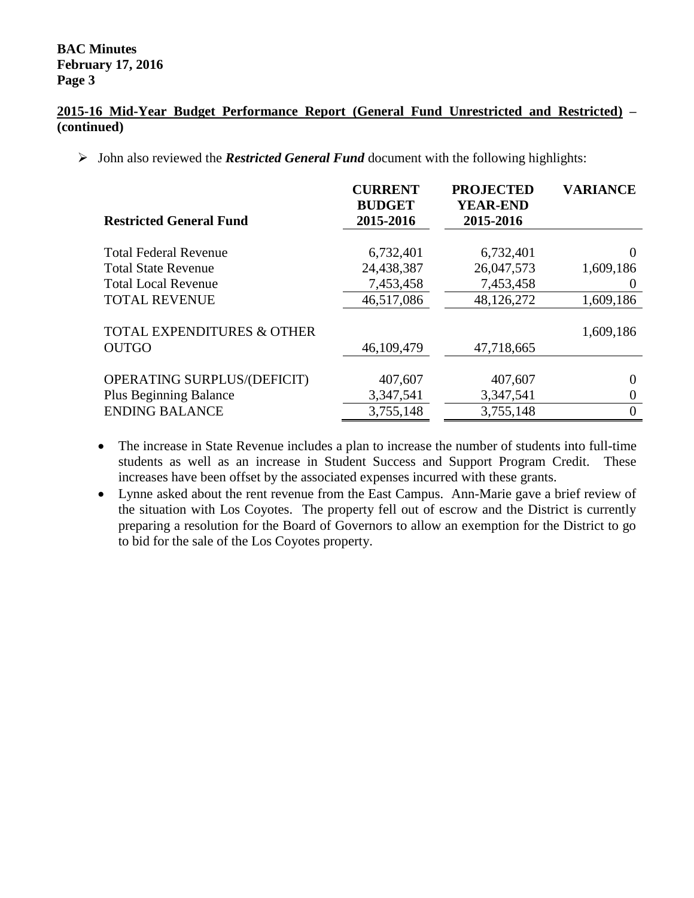**2015-16 Mid-Year Budget Performance Report (General Fund Unrestricted and Restricted) – (continued)**

- John also reviewed the ***Restricted General Fund*** document with the following highlights:

| Restricted General Fund | CURRENT BUDGET 2015-2016 | PROJECTED YEAR-END 2015-2016 | VARIANCE |
|---|---|---|---|
| Total Federal Revenue | 6,732,401 | 6,732,401 | 0 |
| Total State Revenue | 24,438,387 | 26,047,573 | 1,609,186 |
| Total Local Revenue | 7,453,458 | 7,453,458 | 0 |
| TOTAL REVENUE | 46,517,086 | 48,126,272 | 1,609,186 |
| TOTAL EXPENDITURES & OTHER OUTGO | 46,109,479 | 47,718,665 | 1,609,186 |
| OPERATING SURPLUS/(DEFICIT) | 407,607 | 407,607 | 0 |
| Plus Beginning Balance | 3,347,541 | 3,347,541 | 0 |
| ENDING BALANCE | 3,755,148 | 3,755,148 | 0 |

- The increase in State Revenue includes a plan to increase the number of students into full-time students as well as an increase in Student Success and Support Program Credit. These increases have been offset by the associated expenses incurred with these grants.
- Lynne asked about the rent revenue from the East Campus. Ann-Marie gave a brief review of the situation with Los Coyotes. The property fell out of escrow and the District is currently preparing a resolution for the Board of Governors to allow an exemption for the District to go to bid for the sale of the Los Coyotes property.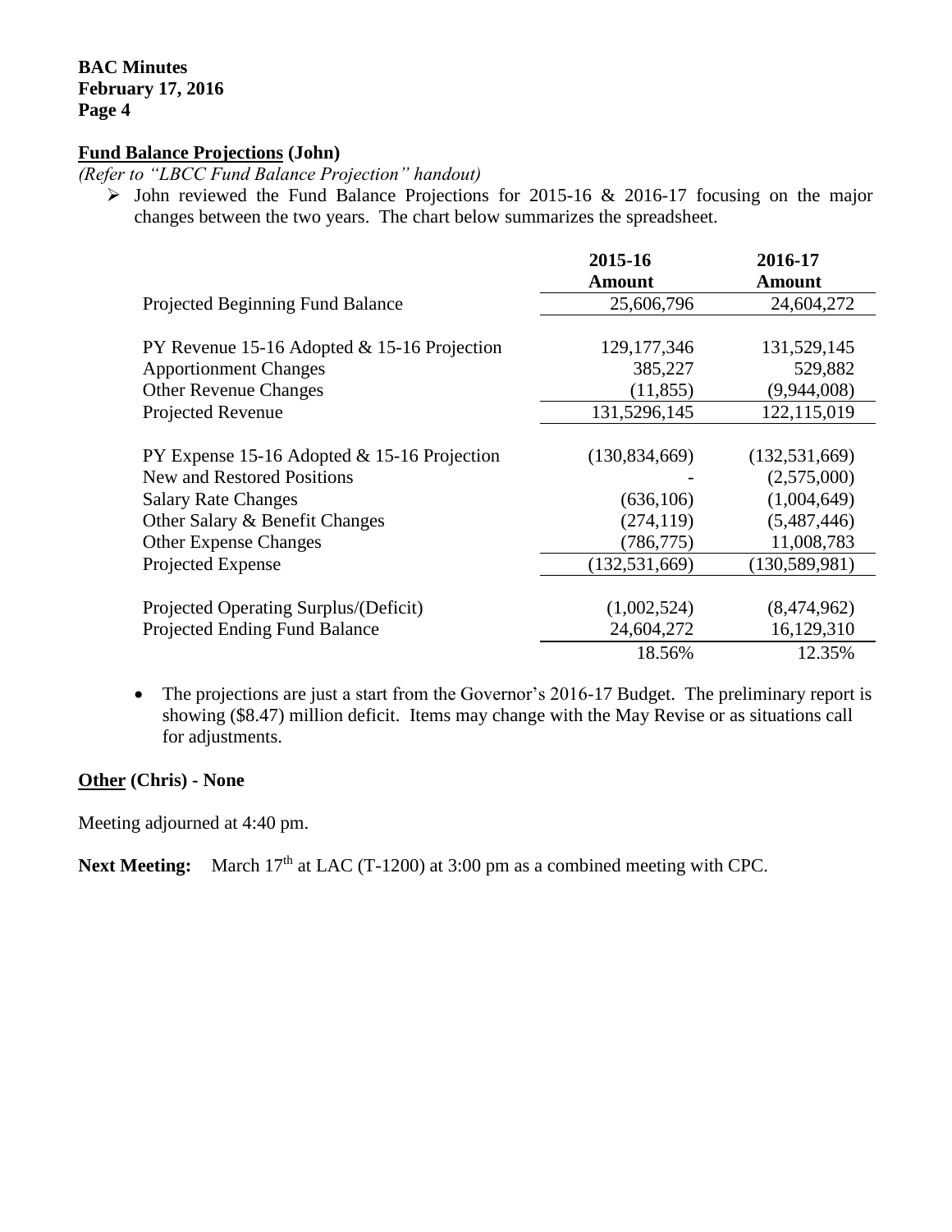## Fund Balance Projections (John)

*(Refer to "LBCC Fund Balance Projection" handout)*

- John reviewed the Fund Balance Projections for 2015-16 & 2016-17 focusing on the major changes between the two years. The chart below summarizes the spreadsheet.

| | 2015-16 Amount | 2016-17 Amount |
|---|---|---|
| Projected Beginning Fund Balance | 25,606,796 | 24,604,272 |
| PY Revenue 15-16 Adopted & 15-16 Projection | 129,177,346 | 131,529,145 |
| Apportionment Changes | 385,227 | 529,882 |
| Other Revenue Changes | (11,855) | (9,944,008) |
| Projected Revenue | 131,5296,145 | 122,115,019 |
| PY Expense 15-16 Adopted & 15-16 Projection | (130,834,669) | (132,531,669) |
| New and Restored Positions | - | (2,575,000) |
| Salary Rate Changes | (636,106) | (1,004,649) |
| Other Salary & Benefit Changes | (274,119) | (5,487,446) |
| Other Expense Changes | (786,775) | 11,008,783 |
| Projected Expense | (132,531,669) | (130,589,981) |
| Projected Operating Surplus/(Deficit) | (1,002,524) | (8,474,962) |
| Projected Ending Fund Balance | 24,604,272 | 16,129,310 |
| | 18.56% | 12.35% |

- The projections are just a start from the Governor's 2016-17 Budget. The preliminary report is showing ($8.47) million deficit. Items may change with the May Revise or as situations call for adjustments.

## Other (Chris) - None

Meeting adjourned at 4:40 pm.

**Next Meeting:** March 17th at LAC (T-1200) at 3:00 pm as a combined meeting with CPC.